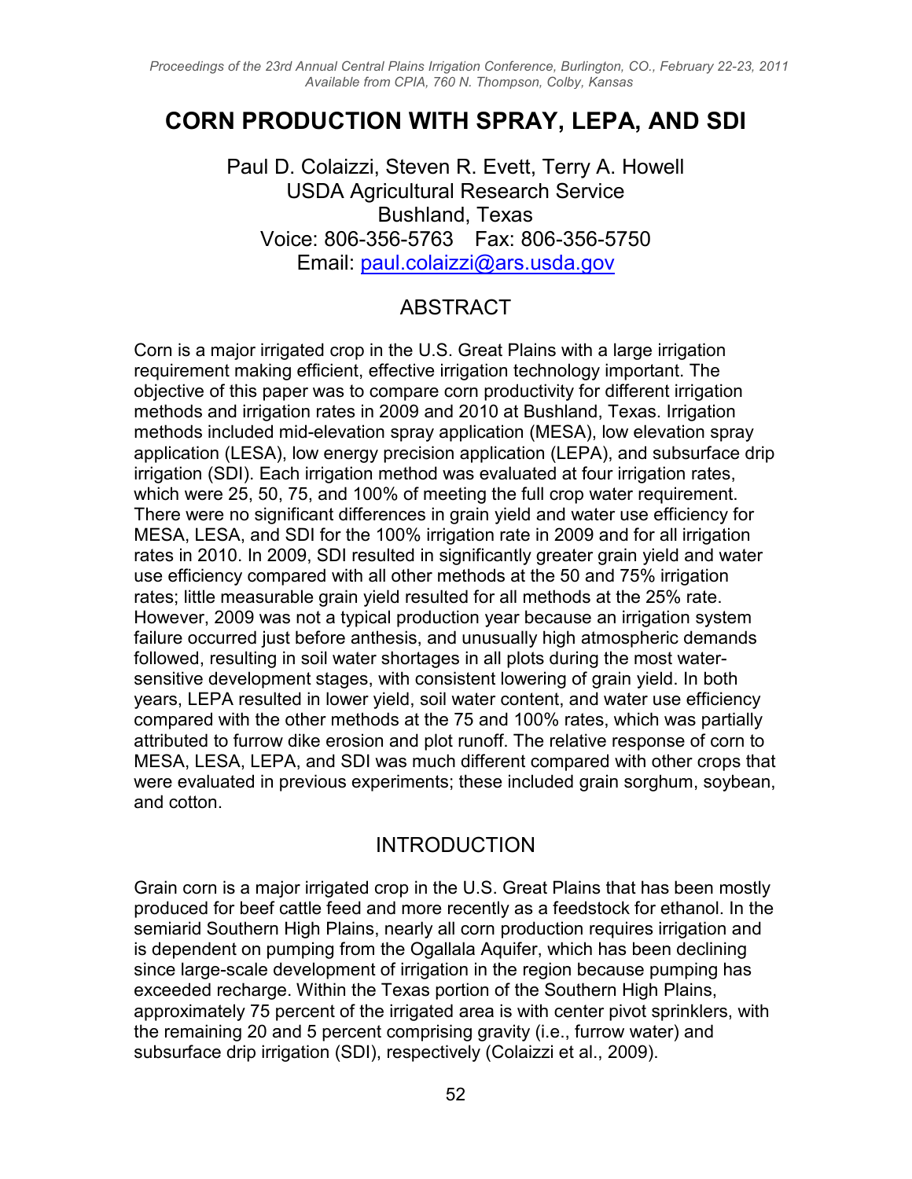# CORN PRODUCTION WITH SPRAY, LEPA, AND SDI

Paul D. Colaizzi, Steven R. Evett, Terry A. Howell
USDA Agricultural Research Service
Bushland, Texas
Voice: 806-356-5763 Fax: 806-356-5750
Email: paul.colaizzi@ars.usda.gov

## ABSTRACT

Corn is a major irrigated crop in the U.S. Great Plains with a large irrigation requirement making efficient, effective irrigation technology important. The objective of this paper was to compare corn productivity for different irrigation methods and irrigation rates in 2009 and 2010 at Bushland, Texas. Irrigation methods included mid-elevation spray application (MESA), low elevation spray application (LESA), low energy precision application (LEPA), and subsurface drip irrigation (SDI). Each irrigation method was evaluated at four irrigation rates, which were 25, 50, 75, and 100% of meeting the full crop water requirement. There were no significant differences in grain yield and water use efficiency for MESA, LESA, and SDI for the 100% irrigation rate in 2009 and for all irrigation rates in 2010. In 2009, SDI resulted in significantly greater grain yield and water use efficiency compared with all other methods at the 50 and 75% irrigation rates; little measurable grain yield resulted for all methods at the 25% rate. However, 2009 was not a typical production year because an irrigation system failure occurred just before anthesis, and unusually high atmospheric demands followed, resulting in soil water shortages in all plots during the most water-sensitive development stages, with consistent lowering of grain yield. In both years, LEPA resulted in lower yield, soil water content, and water use efficiency compared with the other methods at the 75 and 100% rates, which was partially attributed to furrow dike erosion and plot runoff. The relative response of corn to MESA, LESA, LEPA, and SDI was much different compared with other crops that were evaluated in previous experiments; these included grain sorghum, soybean, and cotton.

## INTRODUCTION

Grain corn is a major irrigated crop in the U.S. Great Plains that has been mostly produced for beef cattle feed and more recently as a feedstock for ethanol. In the semiarid Southern High Plains, nearly all corn production requires irrigation and is dependent on pumping from the Ogallala Aquifer, which has been declining since large-scale development of irrigation in the region because pumping has exceeded recharge. Within the Texas portion of the Southern High Plains, approximately 75 percent of the irrigated area is with center pivot sprinklers, with the remaining 20 and 5 percent comprising gravity (i.e., furrow water) and subsurface drip irrigation (SDI), respectively (Colaizzi et al., 2009).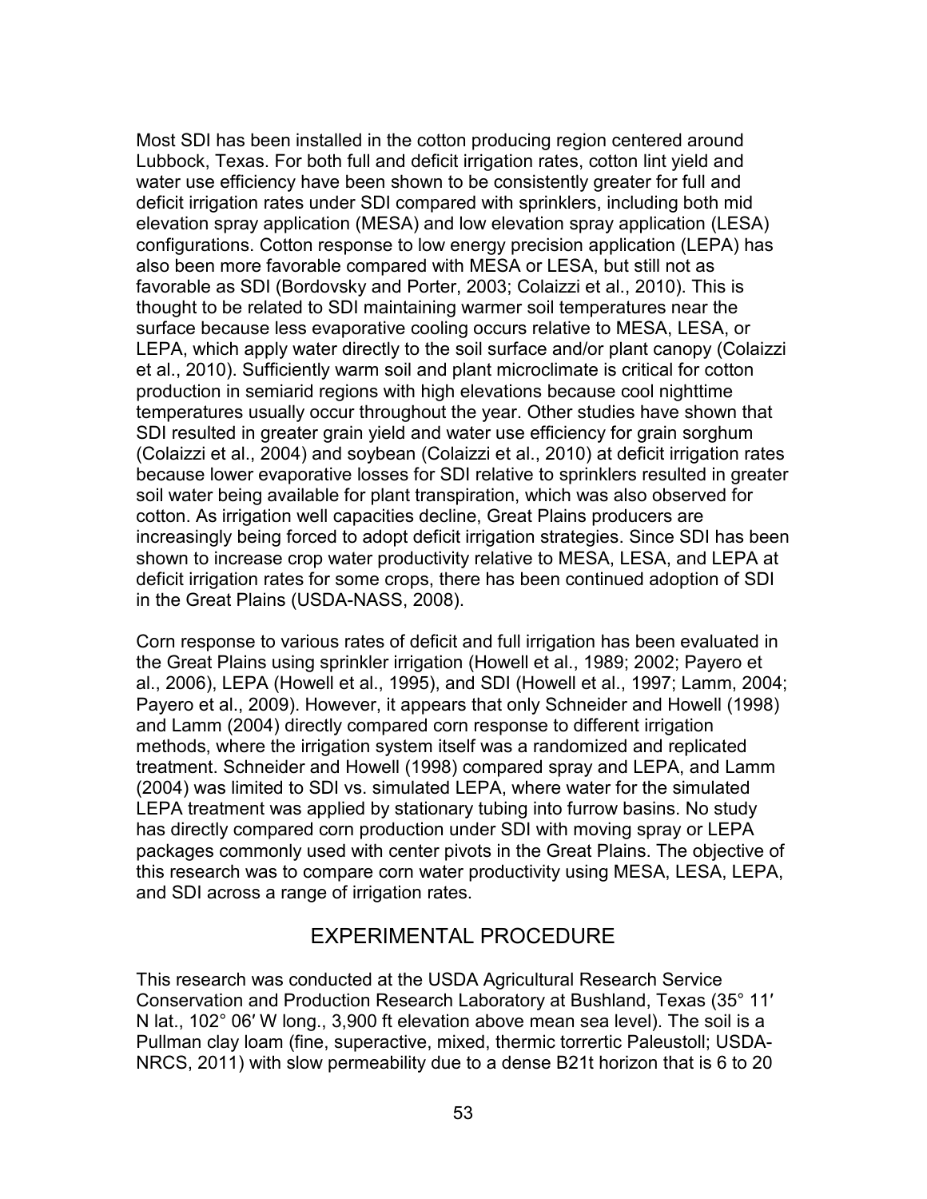Most SDI has been installed in the cotton producing region centered around Lubbock, Texas. For both full and deficit irrigation rates, cotton lint yield and water use efficiency have been shown to be consistently greater for full and deficit irrigation rates under SDI compared with sprinklers, including both mid elevation spray application (MESA) and low elevation spray application (LESA) configurations. Cotton response to low energy precision application (LEPA) has also been more favorable compared with MESA or LESA, but still not as favorable as SDI (Bordovsky and Porter, 2003; Colaizzi et al., 2010). This is thought to be related to SDI maintaining warmer soil temperatures near the surface because less evaporative cooling occurs relative to MESA, LESA, or LEPA, which apply water directly to the soil surface and/or plant canopy (Colaizzi et al., 2010). Sufficiently warm soil and plant microclimate is critical for cotton production in semiarid regions with high elevations because cool nighttime temperatures usually occur throughout the year. Other studies have shown that SDI resulted in greater grain yield and water use efficiency for grain sorghum (Colaizzi et al., 2004) and soybean (Colaizzi et al., 2010) at deficit irrigation rates because lower evaporative losses for SDI relative to sprinklers resulted in greater soil water being available for plant transpiration, which was also observed for cotton. As irrigation well capacities decline, Great Plains producers are increasingly being forced to adopt deficit irrigation strategies. Since SDI has been shown to increase crop water productivity relative to MESA, LESA, and LEPA at deficit irrigation rates for some crops, there has been continued adoption of SDI in the Great Plains (USDA-NASS, 2008).

Corn response to various rates of deficit and full irrigation has been evaluated in the Great Plains using sprinkler irrigation (Howell et al., 1989; 2002; Payero et al., 2006), LEPA (Howell et al., 1995), and SDI (Howell et al., 1997; Lamm, 2004; Payero et al., 2009). However, it appears that only Schneider and Howell (1998) and Lamm (2004) directly compared corn response to different irrigation methods, where the irrigation system itself was a randomized and replicated treatment. Schneider and Howell (1998) compared spray and LEPA, and Lamm (2004) was limited to SDI vs. simulated LEPA, where water for the simulated LEPA treatment was applied by stationary tubing into furrow basins. No study has directly compared corn production under SDI with moving spray or LEPA packages commonly used with center pivots in the Great Plains. The objective of this research was to compare corn water productivity using MESA, LESA, LEPA, and SDI across a range of irrigation rates.

## EXPERIMENTAL PROCEDURE

This research was conducted at the USDA Agricultural Research Service Conservation and Production Research Laboratory at Bushland, Texas (35° 11′ N lat., 102° 06′ W long., 3,900 ft elevation above mean sea level). The soil is a Pullman clay loam (fine, superactive, mixed, thermic torrertic Paleustoll; USDA-NRCS, 2011) with slow permeability due to a dense B21t horizon that is 6 to 20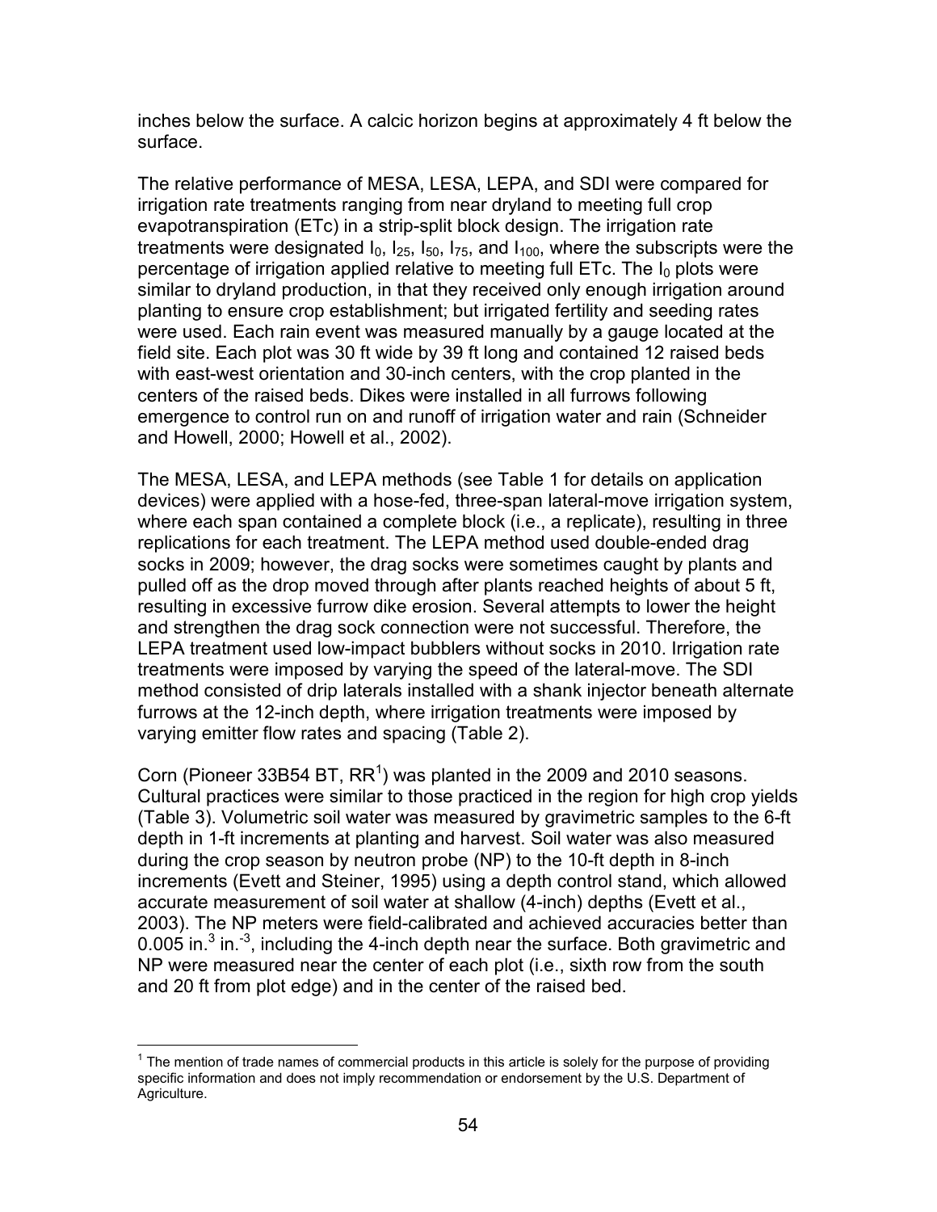inches below the surface. A calcic horizon begins at approximately 4 ft below the surface.

The relative performance of MESA, LESA, LEPA, and SDI were compared for irrigation rate treatments ranging from near dryland to meeting full crop evapotranspiration (ETc) in a strip-split block design. The irrigation rate treatments were designated $I_0$, $I_{25}$, $I_{50}$, $I_{75}$, and $I_{100}$, where the subscripts were the percentage of irrigation applied relative to meeting full ETc. The $I_0$ plots were similar to dryland production, in that they received only enough irrigation around planting to ensure crop establishment; but irrigated fertility and seeding rates were used. Each rain event was measured manually by a gauge located at the field site. Each plot was 30 ft wide by 39 ft long and contained 12 raised beds with east-west orientation and 30-inch centers, with the crop planted in the centers of the raised beds. Dikes were installed in all furrows following emergence to control run on and runoff of irrigation water and rain (Schneider and Howell, 2000; Howell et al., 2002).

The MESA, LESA, and LEPA methods (see Table 1 for details on application devices) were applied with a hose-fed, three-span lateral-move irrigation system, where each span contained a complete block (i.e., a replicate), resulting in three replications for each treatment. The LEPA method used double-ended drag socks in 2009; however, the drag socks were sometimes caught by plants and pulled off as the drop moved through after plants reached heights of about 5 ft, resulting in excessive furrow dike erosion. Several attempts to lower the height and strengthen the drag sock connection were not successful. Therefore, the LEPA treatment used low-impact bubblers without socks in 2010. Irrigation rate treatments were imposed by varying the speed of the lateral-move. The SDI method consisted of drip laterals installed with a shank injector beneath alternate furrows at the 12-inch depth, where irrigation treatments were imposed by varying emitter flow rates and spacing (Table 2).

Corn (Pioneer 33B54 BT, RR[1]) was planted in the 2009 and 2010 seasons. Cultural practices were similar to those practiced in the region for high crop yields (Table 3). Volumetric soil water was measured by gravimetric samples to the 6-ft depth in 1-ft increments at planting and harvest. Soil water was also measured during the crop season by neutron probe (NP) to the 10-ft depth in 8-inch increments (Evett and Steiner, 1995) using a depth control stand, which allowed accurate measurement of soil water at shallow (4-inch) depths (Evett et al., 2003). The NP meters were field-calibrated and achieved accuracies better than 0.005 $in.^3\ in.^{-3}$, including the 4-inch depth near the surface. Both gravimetric and NP were measured near the center of each plot (i.e., sixth row from the south and 20 ft from plot edge) and in the center of the raised bed.

[1] The mention of trade names of commercial products in this article is solely for the purpose of providing specific information and does not imply recommendation or endorsement by the U.S. Department of Agriculture.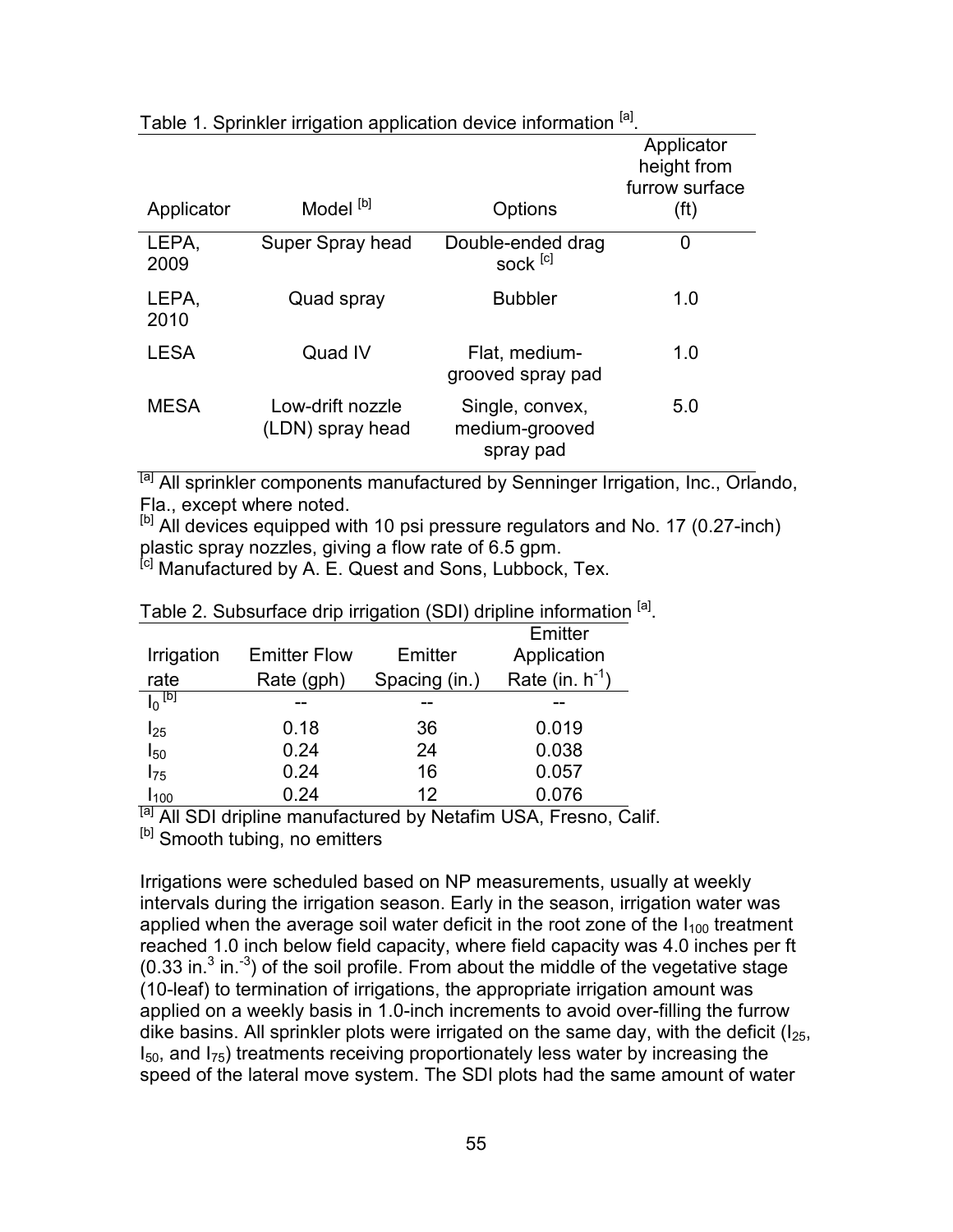Table 1. Sprinkler irrigation application device information [a].

| Applicator | Model [b] | Options | Applicator height from furrow surface (ft) |
|---|---|---|---|
| LEPA, 2009 | Super Spray head | Double-ended drag sock [c] | 0 |
| LEPA, 2010 | Quad spray | Bubbler | 1.0 |
| LESA | Quad IV | Flat, medium-grooved spray pad | 1.0 |
| MESA | Low-drift nozzle (LDN) spray head | Single, convex, medium-grooved spray pad | 5.0 |

[a] All sprinkler components manufactured by Senninger Irrigation, Inc., Orlando, Fla., except where noted.
[b] All devices equipped with 10 psi pressure regulators and No. 17 (0.27-inch) plastic spray nozzles, giving a flow rate of 6.5 gpm.
[c] Manufactured by A. E. Quest and Sons, Lubbock, Tex.

Table 2. Subsurface drip irrigation (SDI) dripline information [a].

| Irrigation rate | Emitter Flow Rate (gph) | Emitter Spacing (in.) | Emitter Application Rate (in. $h^{-1}$) |
|---|---|---|---|
| $I_0$ [b] | -- | -- | -- |
| $I_{25}$ | 0.18 | 36 | 0.019 |
| $I_{50}$ | 0.24 | 24 | 0.038 |
| $I_{75}$ | 0.24 | 16 | 0.057 |
| $I_{100}$ | 0.24 | 12 | 0.076 |

[a] All SDI dripline manufactured by Netafim USA, Fresno, Calif.
[b] Smooth tubing, no emitters

Irrigations were scheduled based on NP measurements, usually at weekly intervals during the irrigation season. Early in the season, irrigation water was applied when the average soil water deficit in the root zone of the $I_{100}$ treatment reached 1.0 inch below field capacity, where field capacity was 4.0 inches per ft (0.33 in.$^3$ in.$^{-3}$) of the soil profile. From about the middle of the vegetative stage (10-leaf) to termination of irrigations, the appropriate irrigation amount was applied on a weekly basis in 1.0-inch increments to avoid over-filling the furrow dike basins. All sprinkler plots were irrigated on the same day, with the deficit ($I_{25}$, $I_{50}$, and $I_{75}$) treatments receiving proportionately less water by increasing the speed of the lateral move system. The SDI plots had the same amount of water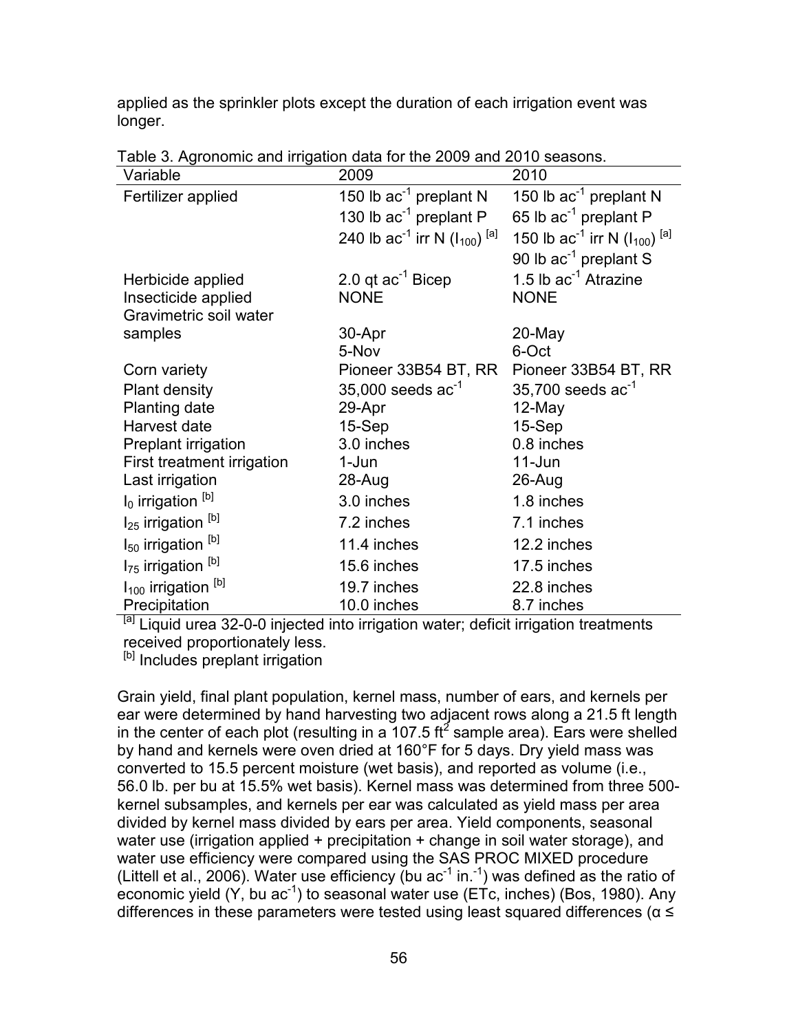applied as the sprinkler plots except the duration of each irrigation event was longer.

Table 3. Agronomic and irrigation data for the 2009 and 2010 seasons.

| Variable | 2009 | 2010 |
|---|---|---|
| Fertilizer applied | 150 lb $ac^{-1}$ preplant N | 150 lb $ac^{-1}$ preplant N |
| | 130 lb $ac^{-1}$ preplant P | 65 lb $ac^{-1}$ preplant P |
| | 240 lb $ac^{-1}$ irr N ($I_{100}$) [a] | 150 lb $ac^{-1}$ irr N ($I_{100}$) [a] |
| | | 90 lb $ac^{-1}$ preplant S |
| Herbicide applied | 2.0 qt $ac^{-1}$ Bicep | 1.5 lb $ac^{-1}$ Atrazine |
| Insecticide applied | NONE | NONE |
| Gravimetric soil water samples | 30-Apr | 20-May |
| | 5-Nov | 6-Oct |
| Corn variety | Pioneer 33B54 BT, RR | Pioneer 33B54 BT, RR |
| Plant density | 35,000 seeds $ac^{-1}$ | 35,700 seeds $ac^{-1}$ |
| Planting date | 29-Apr | 12-May |
| Harvest date | 15-Sep | 15-Sep |
| Preplant irrigation | 3.0 inches | 0.8 inches |
| First treatment irrigation | 1-Jun | 11-Jun |
| Last irrigation | 28-Aug | 26-Aug |
| $I_0$ irrigation [b] | 3.0 inches | 1.8 inches |
| $I_{25}$ irrigation [b] | 7.2 inches | 7.1 inches |
| $I_{50}$ irrigation [b] | 11.4 inches | 12.2 inches |
| $I_{75}$ irrigation [b] | 15.6 inches | 17.5 inches |
| $I_{100}$ irrigation [b] | 19.7 inches | 22.8 inches |
| Precipitation | 10.0 inches | 8.7 inches |

[a] Liquid urea 32-0-0 injected into irrigation water; deficit irrigation treatments received proportionately less.
[b] Includes preplant irrigation

Grain yield, final plant population, kernel mass, number of ears, and kernels per ear were determined by hand harvesting two adjacent rows along a 21.5 ft length in the center of each plot (resulting in a 107.5 $ft^2$ sample area). Ears were shelled by hand and kernels were oven dried at 160°F for 5 days. Dry yield mass was converted to 15.5 percent moisture (wet basis), and reported as volume (i.e., 56.0 lb. per bu at 15.5% wet basis). Kernel mass was determined from three 500-kernel subsamples, and kernels per ear was calculated as yield mass per area divided by kernel mass divided by ears per area. Yield components, seasonal water use (irrigation applied + precipitation + change in soil water storage), and water use efficiency were compared using the SAS PROC MIXED procedure (Littell et al., 2006). Water use efficiency (bu $ac^{-1}$ $in.^{-1}$) was defined as the ratio of economic yield (Y, bu $ac^{-1}$) to seasonal water use (ETc, inches) (Bos, 1980). Any differences in these parameters were tested using least squared differences ($\alpha \leq$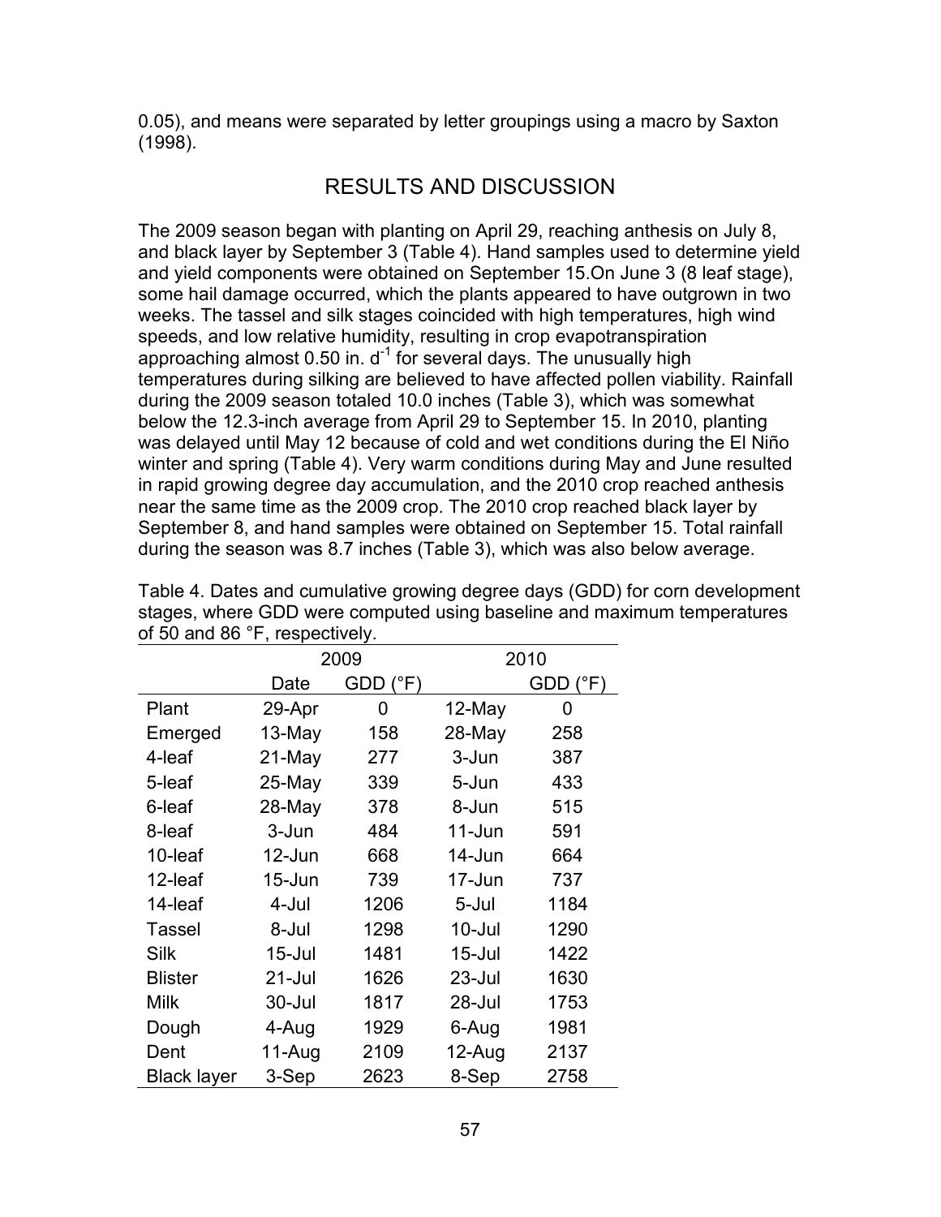0.05), and means were separated by letter groupings using a macro by Saxton (1998).

## RESULTS AND DISCUSSION

The 2009 season began with planting on April 29, reaching anthesis on July 8, and black layer by September 3 (Table 4). Hand samples used to determine yield and yield components were obtained on September 15.On June 3 (8 leaf stage), some hail damage occurred, which the plants appeared to have outgrown in two weeks. The tassel and silk stages coincided with high temperatures, high wind speeds, and low relative humidity, resulting in crop evapotranspiration approaching almost 0.50 in. $d^{-1}$ for several days. The unusually high temperatures during silking are believed to have affected pollen viability. Rainfall during the 2009 season totaled 10.0 inches (Table 3), which was somewhat below the 12.3-inch average from April 29 to September 15. In 2010, planting was delayed until May 12 because of cold and wet conditions during the El Niño winter and spring (Table 4). Very warm conditions during May and June resulted in rapid growing degree day accumulation, and the 2010 crop reached anthesis near the same time as the 2009 crop. The 2010 crop reached black layer by September 8, and hand samples were obtained on September 15. Total rainfall during the season was 8.7 inches (Table 3), which was also below average.

Table 4. Dates and cumulative growing degree days (GDD) for corn development stages, where GDD were computed using baseline and maximum temperatures of 50 and 86 °F, respectively.

| | 2009 | | 2010 | |
|---|---|---|---|---|
| | Date | GDD (°F) | | GDD (°F) |
| Plant | 29-Apr | 0 | 12-May | 0 |
| Emerged | 13-May | 158 | 28-May | 258 |
| 4-leaf | 21-May | 277 | 3-Jun | 387 |
| 5-leaf | 25-May | 339 | 5-Jun | 433 |
| 6-leaf | 28-May | 378 | 8-Jun | 515 |
| 8-leaf | 3-Jun | 484 | 11-Jun | 591 |
| 10-leaf | 12-Jun | 668 | 14-Jun | 664 |
| 12-leaf | 15-Jun | 739 | 17-Jun | 737 |
| 14-leaf | 4-Jul | 1206 | 5-Jul | 1184 |
| Tassel | 8-Jul | 1298 | 10-Jul | 1290 |
| Silk | 15-Jul | 1481 | 15-Jul | 1422 |
| Blister | 21-Jul | 1626 | 23-Jul | 1630 |
| Milk | 30-Jul | 1817 | 28-Jul | 1753 |
| Dough | 4-Aug | 1929 | 6-Aug | 1981 |
| Dent | 11-Aug | 2109 | 12-Aug | 2137 |
| Black layer | 3-Sep | 2623 | 8-Sep | 2758 |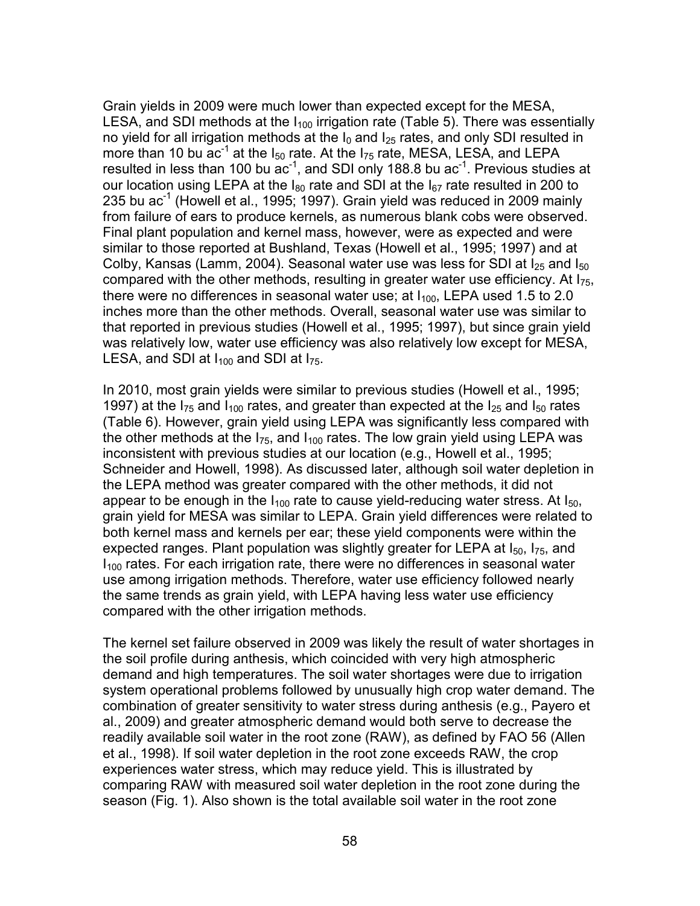Grain yields in 2009 were much lower than expected except for the MESA, LESA, and SDI methods at the $I_{100}$ irrigation rate (Table 5). There was essentially no yield for all irrigation methods at the $I_0$ and $I_{25}$ rates, and only SDI resulted in more than 10 bu $ac^{-1}$ at the $I_{50}$ rate. At the $I_{75}$ rate, MESA, LESA, and LEPA resulted in less than 100 bu $ac^{-1}$, and SDI only 188.8 bu $ac^{-1}$. Previous studies at our location using LEPA at the $I_{80}$ rate and SDI at the $I_{67}$ rate resulted in 200 to 235 bu $ac^{-1}$ (Howell et al., 1995; 1997). Grain yield was reduced in 2009 mainly from failure of ears to produce kernels, as numerous blank cobs were observed. Final plant population and kernel mass, however, were as expected and were similar to those reported at Bushland, Texas (Howell et al., 1995; 1997) and at Colby, Kansas (Lamm, 2004). Seasonal water use was less for SDI at $I_{25}$ and $I_{50}$ compared with the other methods, resulting in greater water use efficiency. At $I_{75}$, there were no differences in seasonal water use; at $I_{100}$, LEPA used 1.5 to 2.0 inches more than the other methods. Overall, seasonal water use was similar to that reported in previous studies (Howell et al., 1995; 1997), but since grain yield was relatively low, water use efficiency was also relatively low except for MESA, LESA, and SDI at $I_{100}$ and SDI at $I_{75}$.

In 2010, most grain yields were similar to previous studies (Howell et al., 1995; 1997) at the $I_{75}$ and $I_{100}$ rates, and greater than expected at the $I_{25}$ and $I_{50}$ rates (Table 6). However, grain yield using LEPA was significantly less compared with the other methods at the $I_{75}$, and $I_{100}$ rates. The low grain yield using LEPA was inconsistent with previous studies at our location (e.g., Howell et al., 1995; Schneider and Howell, 1998). As discussed later, although soil water depletion in the LEPA method was greater compared with the other methods, it did not appear to be enough in the $I_{100}$ rate to cause yield-reducing water stress. At $I_{50}$, grain yield for MESA was similar to LEPA. Grain yield differences were related to both kernel mass and kernels per ear; these yield components were within the expected ranges. Plant population was slightly greater for LEPA at $I_{50}$, $I_{75}$, and $I_{100}$ rates. For each irrigation rate, there were no differences in seasonal water use among irrigation methods. Therefore, water use efficiency followed nearly the same trends as grain yield, with LEPA having less water use efficiency compared with the other irrigation methods.

The kernel set failure observed in 2009 was likely the result of water shortages in the soil profile during anthesis, which coincided with very high atmospheric demand and high temperatures. The soil water shortages were due to irrigation system operational problems followed by unusually high crop water demand. The combination of greater sensitivity to water stress during anthesis (e.g., Payero et al., 2009) and greater atmospheric demand would both serve to decrease the readily available soil water in the root zone (RAW), as defined by FAO 56 (Allen et al., 1998). If soil water depletion in the root zone exceeds RAW, the crop experiences water stress, which may reduce yield. This is illustrated by comparing RAW with measured soil water depletion in the root zone during the season (Fig. 1). Also shown is the total available soil water in the root zone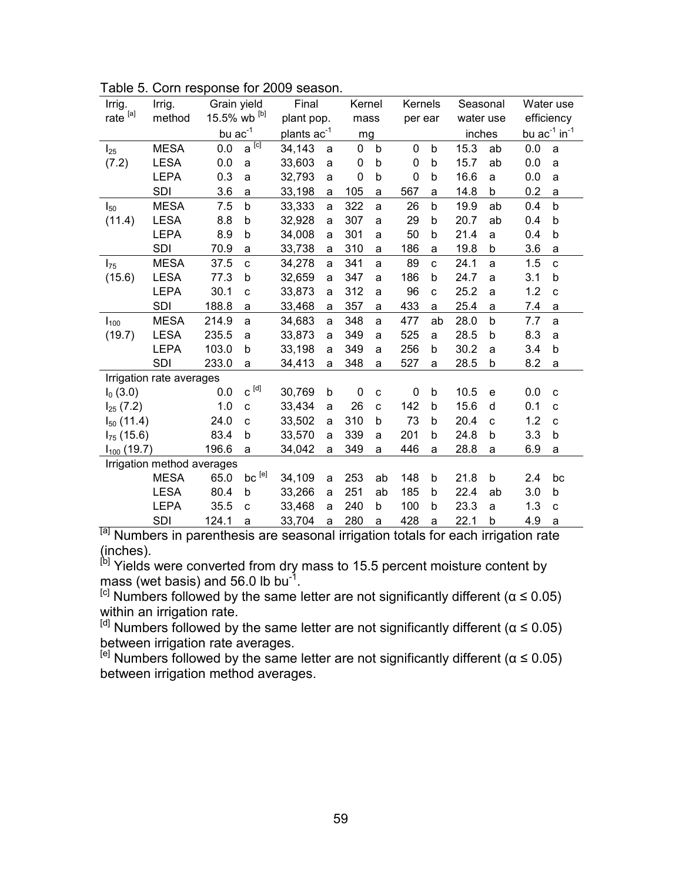Table 5. Corn response for 2009 season.

| Irrig. rate [a] | Irrig. method | Grain yield 15.5% wb [b] | | Final plant pop. | | Kernel mass | | Kernels per ear | | Seasonal water use | | Water use efficiency | |
|---|---|---|---|---|---|---|---|---|---|---|---|---|---|
| | | bu ac$^{-1}$ | | plants ac$^{-1}$ | | mg | | | | inches | | bu ac$^{-1}$ in$^{-1}$ | |
| $I_{25}$ | MESA | 0.0 | a [c] | 34,143 | a | 0 | b | 0 | b | 15.3 | ab | 0.0 | a |
| (7.2) | LESA | 0.0 | a | 33,603 | a | 0 | b | 0 | b | 15.7 | ab | 0.0 | a |
| | LEPA | 0.3 | a | 32,793 | a | 0 | b | 0 | b | 16.6 | a | 0.0 | a |
| | SDI | 3.6 | a | 33,198 | a | 105 | a | 567 | a | 14.8 | b | 0.2 | a |
| $I_{50}$ | MESA | 7.5 | b | 33,333 | a | 322 | a | 26 | b | 19.9 | ab | 0.4 | b |
| (11.4) | LESA | 8.8 | b | 32,928 | a | 307 | a | 29 | b | 20.7 | ab | 0.4 | b |
| | LEPA | 8.9 | b | 34,008 | a | 301 | a | 50 | b | 21.4 | a | 0.4 | b |
| | SDI | 70.9 | a | 33,738 | a | 310 | a | 186 | a | 19.8 | b | 3.6 | a |
| $I_{75}$ | MESA | 37.5 | c | 34,278 | a | 341 | a | 89 | c | 24.1 | a | 1.5 | c |
| (15.6) | LESA | 77.3 | b | 32,659 | a | 347 | a | 186 | b | 24.7 | a | 3.1 | b |
| | LEPA | 30.1 | c | 33,873 | a | 312 | a | 96 | c | 25.2 | a | 1.2 | c |
| | SDI | 188.8 | a | 33,468 | a | 357 | a | 433 | a | 25.4 | a | 7.4 | a |
| $I_{100}$ | MESA | 214.9 | a | 34,683 | a | 348 | a | 477 | ab | 28.0 | b | 7.7 | a |
| (19.7) | LESA | 235.5 | a | 33,873 | a | 349 | a | 525 | a | 28.5 | b | 8.3 | a |
| | LEPA | 103.0 | b | 33,198 | a | 349 | a | 256 | b | 30.2 | a | 3.4 | b |
| | SDI | 233.0 | a | 34,413 | a | 348 | a | 527 | a | 28.5 | b | 8.2 | a |
| Irrigation rate averages | | | | | | | | | | | | | |
| $I_0$ (3.0) | | 0.0 | c [d] | 30,769 | b | 0 | c | 0 | b | 10.5 | e | 0.0 | c |
| $I_{25}$ (7.2) | | 1.0 | c | 33,434 | a | 26 | c | 142 | b | 15.6 | d | 0.1 | c |
| $I_{50}$ (11.4) | | 24.0 | c | 33,502 | a | 310 | b | 73 | b | 20.4 | c | 1.2 | c |
| $I_{75}$ (15.6) | | 83.4 | b | 33,570 | a | 339 | a | 201 | b | 24.8 | b | 3.3 | b |
| $I_{100}$ (19.7) | | 196.6 | a | 34,042 | a | 349 | a | 446 | a | 28.8 | a | 6.9 | a |
| Irrigation method averages | | | | | | | | | | | | | |
| | MESA | 65.0 | bc [e] | 34,109 | a | 253 | ab | 148 | b | 21.8 | b | 2.4 | bc |
| | LESA | 80.4 | b | 33,266 | a | 251 | ab | 185 | b | 22.4 | ab | 3.0 | b |
| | LEPA | 35.5 | c | 33,468 | a | 240 | b | 100 | b | 23.3 | a | 1.3 | c |
| | SDI | 124.1 | a | 33,704 | a | 280 | a | 428 | a | 22.1 | b | 4.9 | a |

[a] Numbers in parenthesis are seasonal irrigation totals for each irrigation rate (inches).

[b] Yields were converted from dry mass to 15.5 percent moisture content by mass (wet basis) and 56.0 lb bu$^{-1}$.

[c] Numbers followed by the same letter are not significantly different ($\alpha \leq 0.05$) within an irrigation rate.

[d] Numbers followed by the same letter are not significantly different ($\alpha \leq 0.05$) between irrigation rate averages.

[e] Numbers followed by the same letter are not significantly different ($\alpha \leq 0.05$) between irrigation method averages.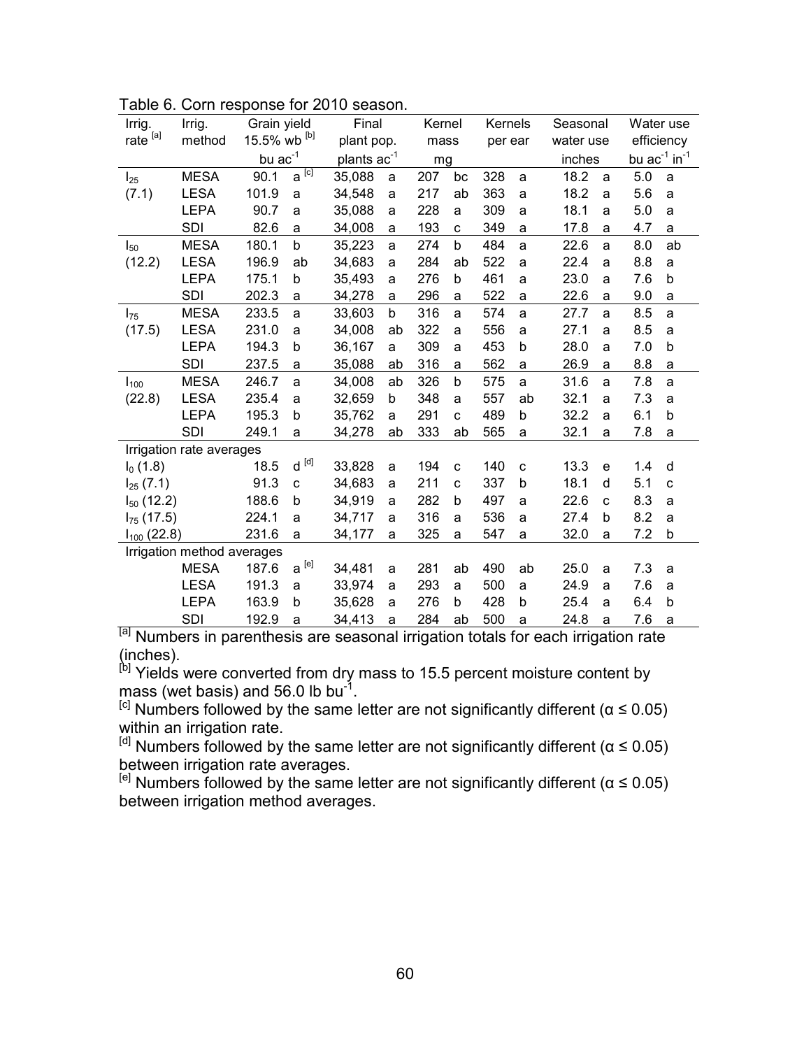Table 6. Corn response for 2010 season.

| Irrig. rate [a] | Irrig. method | Grain yield 15.5% wb [b] | | Final plant pop. | | Kernel mass | | Kernels per ear | | Seasonal water use | | Water use efficiency | |
|---|---|---|---|---|---|---|---|---|---|---|---|---|---|
| | | bu $ac^{-1}$ | | plants $ac^{-1}$ | | mg | | | | inches | | bu $ac^{-1}$ $in^{-1}$ | |
| $I_{25}$ | MESA | 90.1 | a [c] | 35,088 | a | 207 | bc | 328 | a | 18.2 | a | 5.0 | a |
| (7.1) | LESA | 101.9 | a | 34,548 | a | 217 | ab | 363 | a | 18.2 | a | 5.6 | a |
| | LEPA | 90.7 | a | 35,088 | a | 228 | a | 309 | a | 18.1 | a | 5.0 | a |
| | SDI | 82.6 | a | 34,008 | a | 193 | c | 349 | a | 17.8 | a | 4.7 | a |
| $I_{50}$ | MESA | 180.1 | b | 35,223 | a | 274 | b | 484 | a | 22.6 | a | 8.0 | ab |
| (12.2) | LESA | 196.9 | ab | 34,683 | a | 284 | ab | 522 | a | 22.4 | a | 8.8 | a |
| | LEPA | 175.1 | b | 35,493 | a | 276 | b | 461 | a | 23.0 | a | 7.6 | b |
| | SDI | 202.3 | a | 34,278 | a | 296 | a | 522 | a | 22.6 | a | 9.0 | a |
| $I_{75}$ | MESA | 233.5 | a | 33,603 | b | 316 | a | 574 | a | 27.7 | a | 8.5 | a |
| (17.5) | LESA | 231.0 | a | 34,008 | ab | 322 | a | 556 | a | 27.1 | a | 8.5 | a |
| | LEPA | 194.3 | b | 36,167 | a | 309 | a | 453 | b | 28.0 | a | 7.0 | b |
| | SDI | 237.5 | a | 35,088 | ab | 316 | a | 562 | a | 26.9 | a | 8.8 | a |
| $I_{100}$ | MESA | 246.7 | a | 34,008 | ab | 326 | b | 575 | a | 31.6 | a | 7.8 | a |
| (22.8) | LESA | 235.4 | a | 32,659 | b | 348 | a | 557 | ab | 32.1 | a | 7.3 | a |
| | LEPA | 195.3 | b | 35,762 | a | 291 | c | 489 | b | 32.2 | a | 6.1 | b |
| | SDI | 249.1 | a | 34,278 | ab | 333 | ab | 565 | a | 32.1 | a | 7.8 | a |
| Irrigation rate averages | | | | | | | | | | | | | |
| $I_0$ (1.8) | | 18.5 | d [d] | 33,828 | a | 194 | c | 140 | c | 13.3 | e | 1.4 | d |
| $I_{25}$ (7.1) | | 91.3 | c | 34,683 | a | 211 | c | 337 | b | 18.1 | d | 5.1 | c |
| $I_{50}$ (12.2) | | 188.6 | b | 34,919 | a | 282 | b | 497 | a | 22.6 | c | 8.3 | a |
| $I_{75}$ (17.5) | | 224.1 | a | 34,717 | a | 316 | a | 536 | a | 27.4 | b | 8.2 | a |
| $I_{100}$ (22.8) | | 231.6 | a | 34,177 | a | 325 | a | 547 | a | 32.0 | a | 7.2 | b |
| Irrigation method averages | | | | | | | | | | | | | |
| | MESA | 187.6 | a [e] | 34,481 | a | 281 | ab | 490 | ab | 25.0 | a | 7.3 | a |
| | LESA | 191.3 | a | 33,974 | a | 293 | a | 500 | a | 24.9 | a | 7.6 | a |
| | LEPA | 163.9 | b | 35,628 | a | 276 | b | 428 | b | 25.4 | a | 6.4 | b |
| | SDI | 192.9 | a | 34,413 | a | 284 | ab | 500 | a | 24.8 | a | 7.6 | a |

[a] Numbers in parenthesis are seasonal irrigation totals for each irrigation rate (inches).

[b] Yields were converted from dry mass to 15.5 percent moisture content by mass (wet basis) and 56.0 lb $bu^{-1}$.

[c] Numbers followed by the same letter are not significantly different ($\alpha \leq 0.05$) within an irrigation rate.

[d] Numbers followed by the same letter are not significantly different ($\alpha \leq 0.05$) between irrigation rate averages.

[e] Numbers followed by the same letter are not significantly different ($\alpha \leq 0.05$) between irrigation method averages.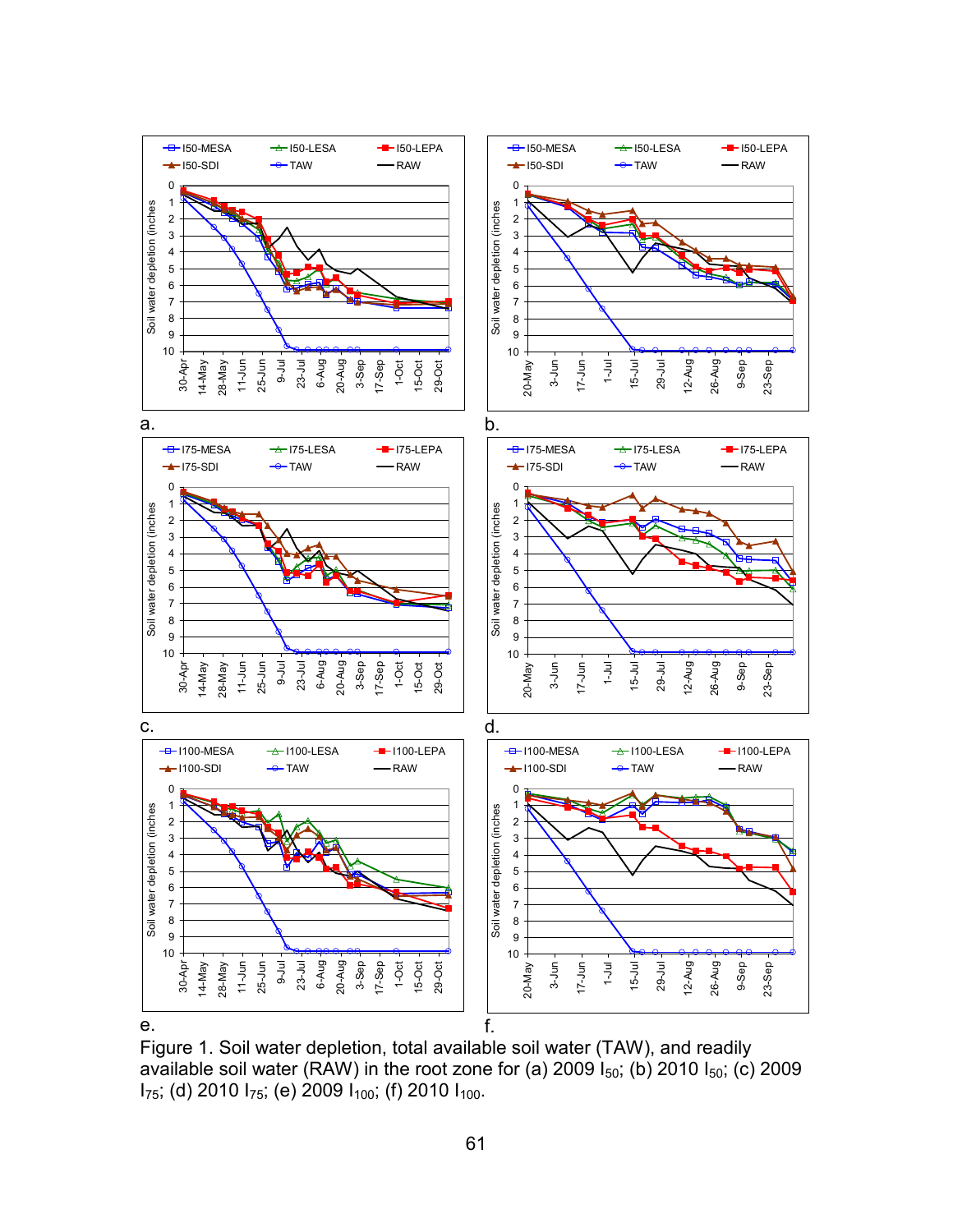Figure 1. Soil water depletion, total available soil water (TAW), and readily available soil water (RAW) in the root zone for (a) 2009 $I_{50}$; (b) 2010 $I_{50}$; (c) 2009 $I_{75}$; (d) 2010 $I_{75}$; (e) 2009 $I_{100}$; (f) 2010 $I_{100}$.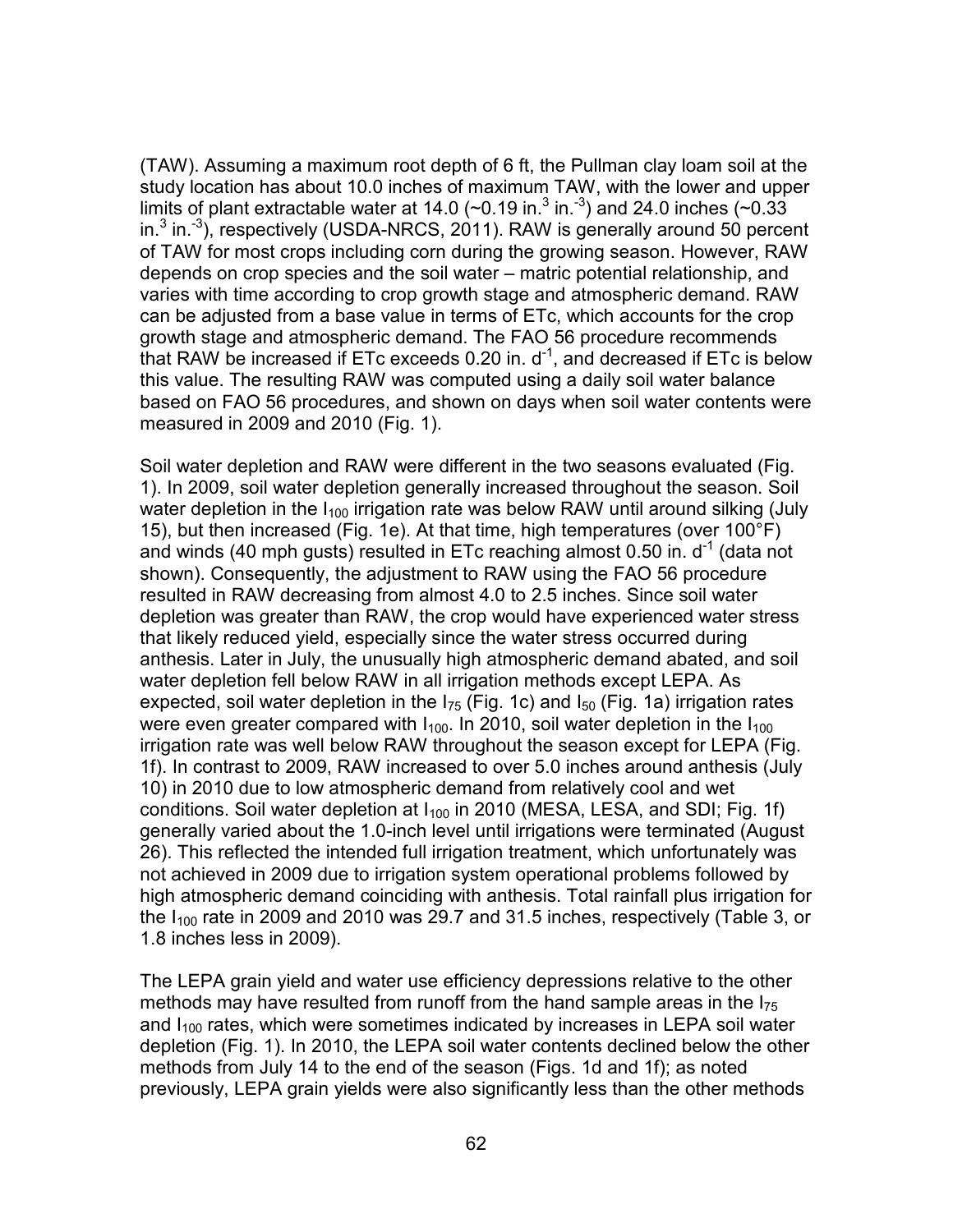(TAW). Assuming a maximum root depth of 6 ft, the Pullman clay loam soil at the study location has about 10.0 inches of maximum TAW, with the lower and upper limits of plant extractable water at 14.0 (~0.19 in.$^3$ in.$^{-3}$) and 24.0 inches (~0.33 in.$^3$ in.$^{-3}$), respectively (USDA-NRCS, 2011). RAW is generally around 50 percent of TAW for most crops including corn during the growing season. However, RAW depends on crop species and the soil water – matric potential relationship, and varies with time according to crop growth stage and atmospheric demand. RAW can be adjusted from a base value in terms of ETc, which accounts for the crop growth stage and atmospheric demand. The FAO 56 procedure recommends that RAW be increased if ETc exceeds 0.20 in. d$^{-1}$, and decreased if ETc is below this value. The resulting RAW was computed using a daily soil water balance based on FAO 56 procedures, and shown on days when soil water contents were measured in 2009 and 2010 (Fig. 1).

Soil water depletion and RAW were different in the two seasons evaluated (Fig. 1). In 2009, soil water depletion generally increased throughout the season. Soil water depletion in the $I_{100}$ irrigation rate was below RAW until around silking (July 15), but then increased (Fig. 1e). At that time, high temperatures (over 100°F) and winds (40 mph gusts) resulted in ETc reaching almost 0.50 in. d$^{-1}$ (data not shown). Consequently, the adjustment to RAW using the FAO 56 procedure resulted in RAW decreasing from almost 4.0 to 2.5 inches. Since soil water depletion was greater than RAW, the crop would have experienced water stress that likely reduced yield, especially since the water stress occurred during anthesis. Later in July, the unusually high atmospheric demand abated, and soil water depletion fell below RAW in all irrigation methods except LEPA. As expected, soil water depletion in the $I_{75}$ (Fig. 1c) and $I_{50}$ (Fig. 1a) irrigation rates were even greater compared with $I_{100}$. In 2010, soil water depletion in the $I_{100}$ irrigation rate was well below RAW throughout the season except for LEPA (Fig. 1f). In contrast to 2009, RAW increased to over 5.0 inches around anthesis (July 10) in 2010 due to low atmospheric demand from relatively cool and wet conditions. Soil water depletion at $I_{100}$ in 2010 (MESA, LESA, and SDI; Fig. 1f) generally varied about the 1.0-inch level until irrigations were terminated (August 26). This reflected the intended full irrigation treatment, which unfortunately was not achieved in 2009 due to irrigation system operational problems followed by high atmospheric demand coinciding with anthesis. Total rainfall plus irrigation for the $I_{100}$ rate in 2009 and 2010 was 29.7 and 31.5 inches, respectively (Table 3, or 1.8 inches less in 2009).

The LEPA grain yield and water use efficiency depressions relative to the other methods may have resulted from runoff from the hand sample areas in the $I_{75}$ and $I_{100}$ rates, which were sometimes indicated by increases in LEPA soil water depletion (Fig. 1). In 2010, the LEPA soil water contents declined below the other methods from July 14 to the end of the season (Figs. 1d and 1f); as noted previously, LEPA grain yields were also significantly less than the other methods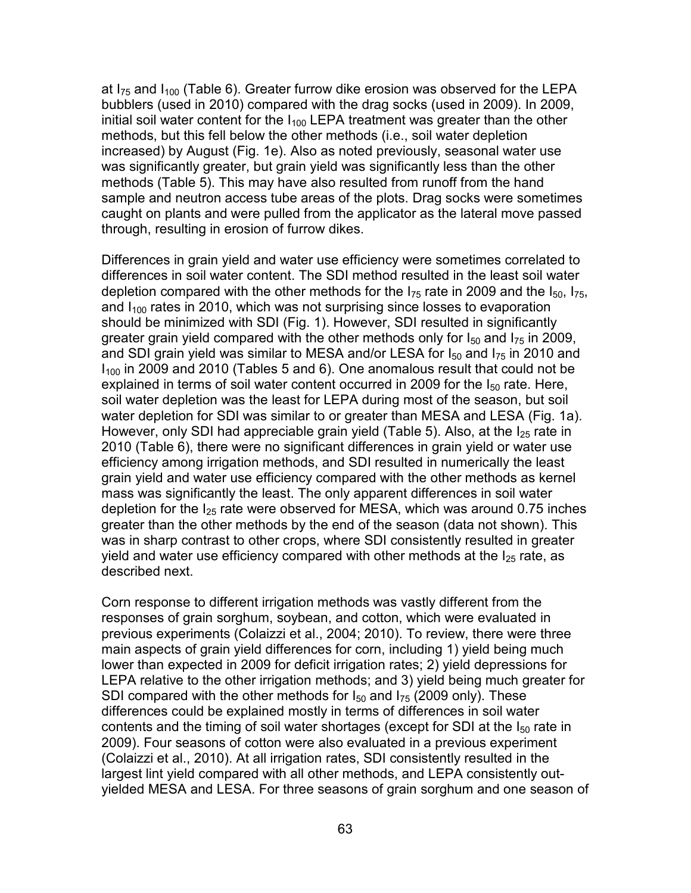at $I_{75}$ and $I_{100}$ (Table 6). Greater furrow dike erosion was observed for the LEPA bubblers (used in 2010) compared with the drag socks (used in 2009). In 2009, initial soil water content for the $I_{100}$ LEPA treatment was greater than the other methods, but this fell below the other methods (i.e., soil water depletion increased) by August (Fig. 1e). Also as noted previously, seasonal water use was significantly greater, but grain yield was significantly less than the other methods (Table 5). This may have also resulted from runoff from the hand sample and neutron access tube areas of the plots. Drag socks were sometimes caught on plants and were pulled from the applicator as the lateral move passed through, resulting in erosion of furrow dikes.

Differences in grain yield and water use efficiency were sometimes correlated to differences in soil water content. The SDI method resulted in the least soil water depletion compared with the other methods for the $I_{75}$ rate in 2009 and the $I_{50}$, $I_{75}$, and $I_{100}$ rates in 2010, which was not surprising since losses to evaporation should be minimized with SDI (Fig. 1). However, SDI resulted in significantly greater grain yield compared with the other methods only for $I_{50}$ and $I_{75}$ in 2009, and SDI grain yield was similar to MESA and/or LESA for $I_{50}$ and $I_{75}$ in 2010 and $I_{100}$ in 2009 and 2010 (Tables 5 and 6). One anomalous result that could not be explained in terms of soil water content occurred in 2009 for the $I_{50}$ rate. Here, soil water depletion was the least for LEPA during most of the season, but soil water depletion for SDI was similar to or greater than MESA and LESA (Fig. 1a). However, only SDI had appreciable grain yield (Table 5). Also, at the $I_{25}$ rate in 2010 (Table 6), there were no significant differences in grain yield or water use efficiency among irrigation methods, and SDI resulted in numerically the least grain yield and water use efficiency compared with the other methods as kernel mass was significantly the least. The only apparent differences in soil water depletion for the $I_{25}$ rate were observed for MESA, which was around 0.75 inches greater than the other methods by the end of the season (data not shown). This was in sharp contrast to other crops, where SDI consistently resulted in greater yield and water use efficiency compared with other methods at the $I_{25}$ rate, as described next.

Corn response to different irrigation methods was vastly different from the responses of grain sorghum, soybean, and cotton, which were evaluated in previous experiments (Colaizzi et al., 2004; 2010). To review, there were three main aspects of grain yield differences for corn, including 1) yield being much lower than expected in 2009 for deficit irrigation rates; 2) yield depressions for LEPA relative to the other irrigation methods; and 3) yield being much greater for SDI compared with the other methods for $I_{50}$ and $I_{75}$ (2009 only). These differences could be explained mostly in terms of differences in soil water contents and the timing of soil water shortages (except for SDI at the $I_{50}$ rate in 2009). Four seasons of cotton were also evaluated in a previous experiment (Colaizzi et al., 2010). At all irrigation rates, SDI consistently resulted in the largest lint yield compared with all other methods, and LEPA consistently out-yielded MESA and LESA. For three seasons of grain sorghum and one season of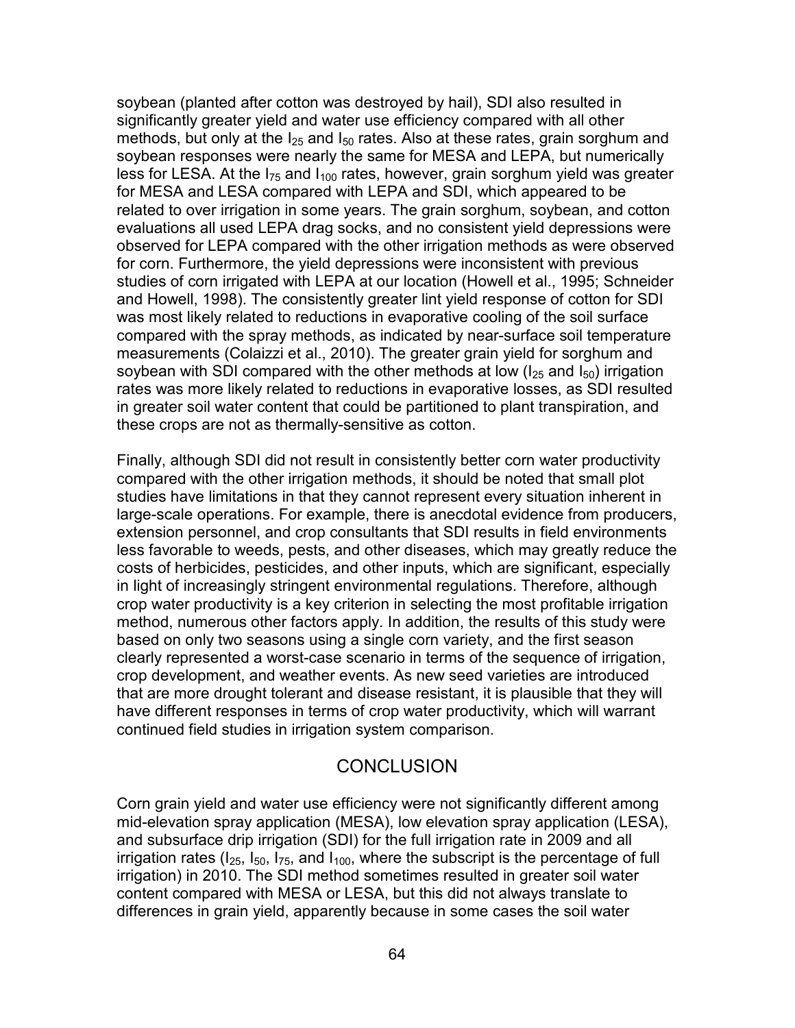soybean (planted after cotton was destroyed by hail), SDI also resulted in significantly greater yield and water use efficiency compared with all other methods, but only at the $I_{25}$ and $I_{50}$ rates. Also at these rates, grain sorghum and soybean responses were nearly the same for MESA and LEPA, but numerically less for LESA. At the $I_{75}$ and $I_{100}$ rates, however, grain sorghum yield was greater for MESA and LESA compared with LEPA and SDI, which appeared to be related to over irrigation in some years. The grain sorghum, soybean, and cotton evaluations all used LEPA drag socks, and no consistent yield depressions were observed for LEPA compared with the other irrigation methods as were observed for corn. Furthermore, the yield depressions were inconsistent with previous studies of corn irrigated with LEPA at our location (Howell et al., 1995; Schneider and Howell, 1998). The consistently greater lint yield response of cotton for SDI was most likely related to reductions in evaporative cooling of the soil surface compared with the spray methods, as indicated by near-surface soil temperature measurements (Colaizzi et al., 2010). The greater grain yield for sorghum and soybean with SDI compared with the other methods at low ($I_{25}$ and $I_{50}$) irrigation rates was more likely related to reductions in evaporative losses, as SDI resulted in greater soil water content that could be partitioned to plant transpiration, and these crops are not as thermally-sensitive as cotton.

Finally, although SDI did not result in consistently better corn water productivity compared with the other irrigation methods, it should be noted that small plot studies have limitations in that they cannot represent every situation inherent in large-scale operations. For example, there is anecdotal evidence from producers, extension personnel, and crop consultants that SDI results in field environments less favorable to weeds, pests, and other diseases, which may greatly reduce the costs of herbicides, pesticides, and other inputs, which are significant, especially in light of increasingly stringent environmental regulations. Therefore, although crop water productivity is a key criterion in selecting the most profitable irrigation method, numerous other factors apply. In addition, the results of this study were based on only two seasons using a single corn variety, and the first season clearly represented a worst-case scenario in terms of the sequence of irrigation, crop development, and weather events. As new seed varieties are introduced that are more drought tolerant and disease resistant, it is plausible that they will have different responses in terms of crop water productivity, which will warrant continued field studies in irrigation system comparison.

## CONCLUSION

Corn grain yield and water use efficiency were not significantly different among mid-elevation spray application (MESA), low elevation spray application (LESA), and subsurface drip irrigation (SDI) for the full irrigation rate in 2009 and all irrigation rates ($I_{25}$, $I_{50}$, $I_{75}$, and $I_{100}$, where the subscript is the percentage of full irrigation) in 2010. The SDI method sometimes resulted in greater soil water content compared with MESA or LESA, but this did not always translate to differences in grain yield, apparently because in some cases the soil water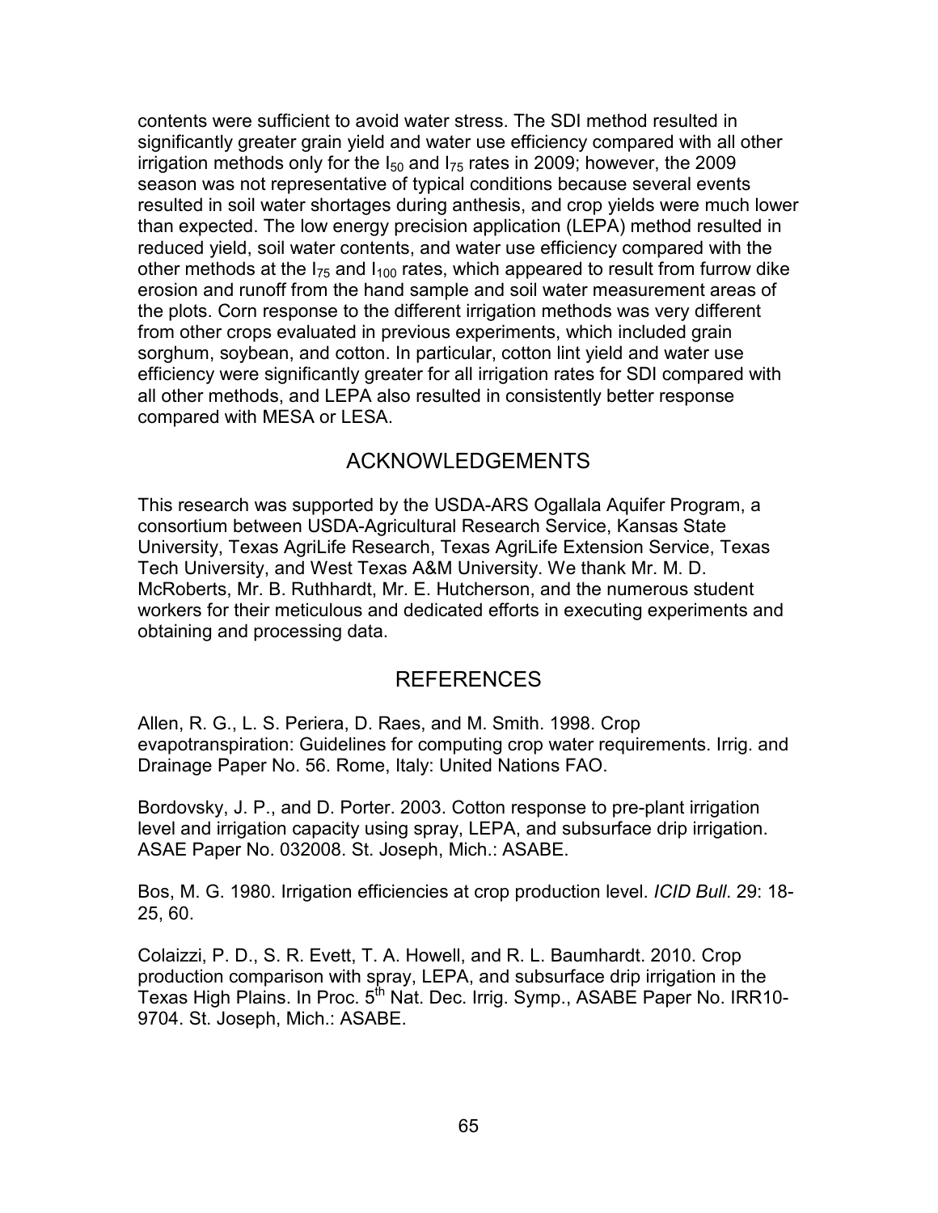contents were sufficient to avoid water stress. The SDI method resulted in significantly greater grain yield and water use efficiency compared with all other irrigation methods only for the $I_{50}$ and $I_{75}$ rates in 2009; however, the 2009 season was not representative of typical conditions because several events resulted in soil water shortages during anthesis, and crop yields were much lower than expected. The low energy precision application (LEPA) method resulted in reduced yield, soil water contents, and water use efficiency compared with the other methods at the $I_{75}$ and $I_{100}$ rates, which appeared to result from furrow dike erosion and runoff from the hand sample and soil water measurement areas of the plots. Corn response to the different irrigation methods was very different from other crops evaluated in previous experiments, which included grain sorghum, soybean, and cotton. In particular, cotton lint yield and water use efficiency were significantly greater for all irrigation rates for SDI compared with all other methods, and LEPA also resulted in consistently better response compared with MESA or LESA.

## ACKNOWLEDGEMENTS

This research was supported by the USDA-ARS Ogallala Aquifer Program, a consortium between USDA-Agricultural Research Service, Kansas State University, Texas AgriLife Research, Texas AgriLife Extension Service, Texas Tech University, and West Texas A&M University. We thank Mr. M. D. McRoberts, Mr. B. Ruthhardt, Mr. E. Hutcherson, and the numerous student workers for their meticulous and dedicated efforts in executing experiments and obtaining and processing data.

## REFERENCES

Allen, R. G., L. S. Periera, D. Raes, and M. Smith. 1998. Crop evapotranspiration: Guidelines for computing crop water requirements. Irrig. and Drainage Paper No. 56. Rome, Italy: United Nations FAO.

Bordovsky, J. P., and D. Porter. 2003. Cotton response to pre-plant irrigation level and irrigation capacity using spray, LEPA, and subsurface drip irrigation. ASAE Paper No. 032008. St. Joseph, Mich.: ASABE.

Bos, M. G. 1980. Irrigation efficiencies at crop production level. *ICID Bull*. 29: 18-25, 60.

Colaizzi, P. D., S. R. Evett, T. A. Howell, and R. L. Baumhardt. 2010. Crop production comparison with spray, LEPA, and subsurface drip irrigation in the Texas High Plains. In Proc. 5th Nat. Dec. Irrig. Symp., ASABE Paper No. IRR10-9704. St. Joseph, Mich.: ASABE.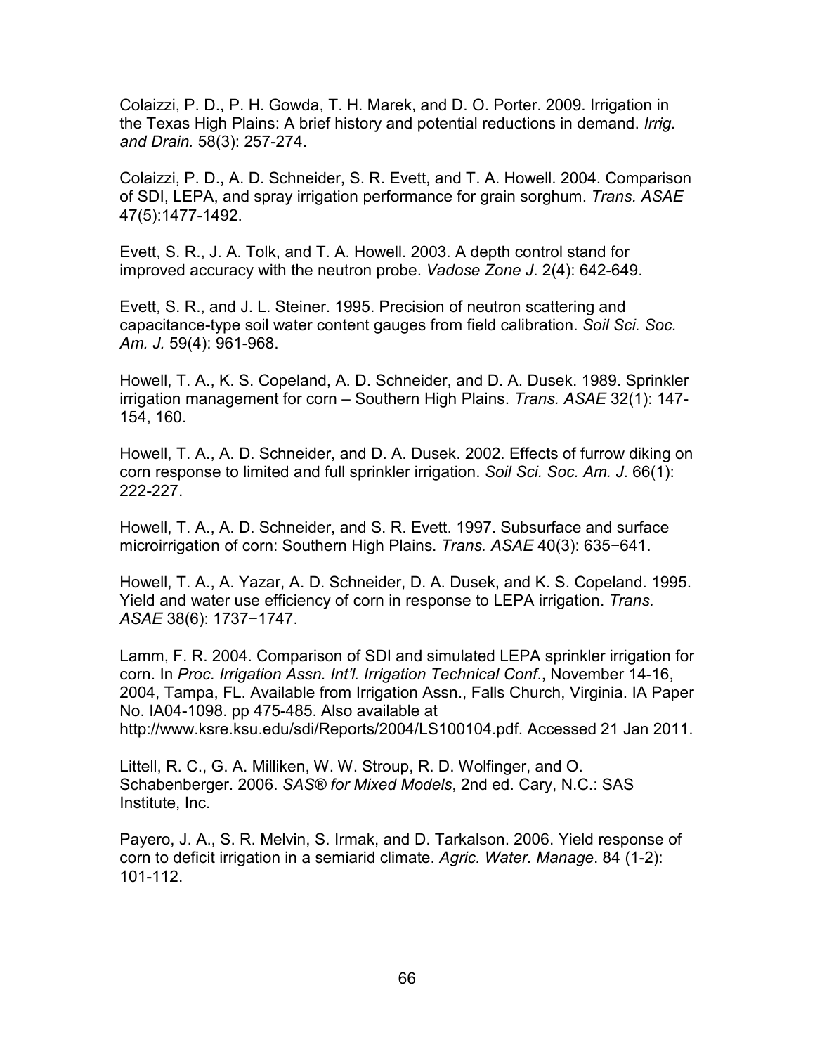Colaizzi, P. D., P. H. Gowda, T. H. Marek, and D. O. Porter. 2009. Irrigation in the Texas High Plains: A brief history and potential reductions in demand. *Irrig. and Drain.* 58(3): 257-274.

Colaizzi, P. D., A. D. Schneider, S. R. Evett, and T. A. Howell. 2004. Comparison of SDI, LEPA, and spray irrigation performance for grain sorghum. *Trans. ASAE* 47(5):1477-1492.

Evett, S. R., J. A. Tolk, and T. A. Howell. 2003. A depth control stand for improved accuracy with the neutron probe. *Vadose Zone J*. 2(4): 642-649.

Evett, S. R., and J. L. Steiner. 1995. Precision of neutron scattering and capacitance-type soil water content gauges from field calibration. *Soil Sci. Soc. Am. J.* 59(4): 961-968.

Howell, T. A., K. S. Copeland, A. D. Schneider, and D. A. Dusek. 1989. Sprinkler irrigation management for corn – Southern High Plains. *Trans. ASAE* 32(1): 147-154, 160.

Howell, T. A., A. D. Schneider, and D. A. Dusek. 2002. Effects of furrow diking on corn response to limited and full sprinkler irrigation. *Soil Sci. Soc. Am. J*. 66(1): 222-227.

Howell, T. A., A. D. Schneider, and S. R. Evett. 1997. Subsurface and surface microirrigation of corn: Southern High Plains. *Trans. ASAE* 40(3): 635−641.

Howell, T. A., A. Yazar, A. D. Schneider, D. A. Dusek, and K. S. Copeland. 1995. Yield and water use efficiency of corn in response to LEPA irrigation. *Trans. ASAE* 38(6): 1737−1747.

Lamm, F. R. 2004. Comparison of SDI and simulated LEPA sprinkler irrigation for corn. In *Proc. Irrigation Assn. Int'l. Irrigation Technical Conf*., November 14-16, 2004, Tampa, FL. Available from Irrigation Assn., Falls Church, Virginia. IA Paper No. IA04-1098. pp 475-485. Also available at http://www.ksre.ksu.edu/sdi/Reports/2004/LS100104.pdf. Accessed 21 Jan 2011.

Littell, R. C., G. A. Milliken, W. W. Stroup, R. D. Wolfinger, and O. Schabenberger. 2006. *SAS® for Mixed Models*, 2nd ed. Cary, N.C.: SAS Institute, Inc.

Payero, J. A., S. R. Melvin, S. Irmak, and D. Tarkalson. 2006. Yield response of corn to deficit irrigation in a semiarid climate. *Agric. Water. Manage*. 84 (1-2): 101-112.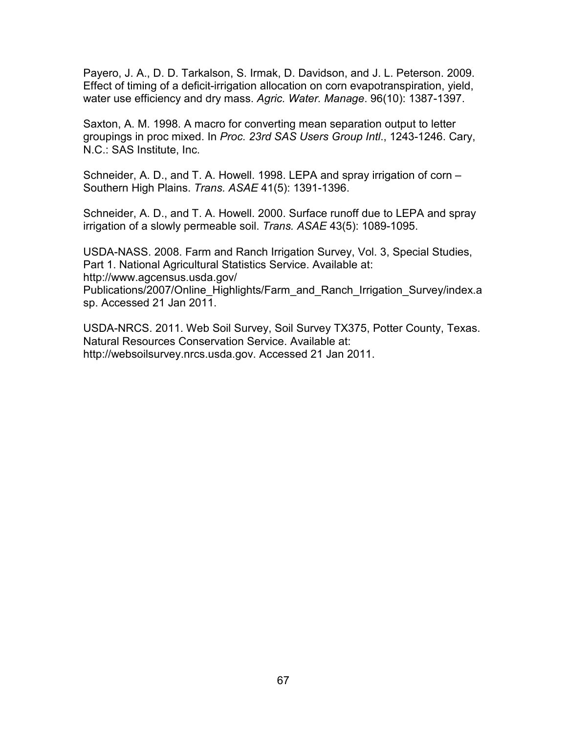Payero, J. A., D. D. Tarkalson, S. Irmak, D. Davidson, and J. L. Peterson. 2009. Effect of timing of a deficit-irrigation allocation on corn evapotranspiration, yield, water use efficiency and dry mass. *Agric. Water. Manage*. 96(10): 1387-1397.

Saxton, A. M. 1998. A macro for converting mean separation output to letter groupings in proc mixed. In *Proc. 23rd SAS Users Group Intl*., 1243-1246. Cary, N.C.: SAS Institute, Inc.

Schneider, A. D., and T. A. Howell. 1998. LEPA and spray irrigation of corn – Southern High Plains. *Trans. ASAE* 41(5): 1391-1396.

Schneider, A. D., and T. A. Howell. 2000. Surface runoff due to LEPA and spray irrigation of a slowly permeable soil. *Trans. ASAE* 43(5): 1089-1095.

USDA-NASS. 2008. Farm and Ranch Irrigation Survey, Vol. 3, Special Studies, Part 1. National Agricultural Statistics Service. Available at: http://www.agcensus.usda.gov/Publications/2007/Online_Highlights/Farm_and_Ranch_Irrigation_Survey/index.asp. Accessed 21 Jan 2011.

USDA-NRCS. 2011. Web Soil Survey, Soil Survey TX375, Potter County, Texas. Natural Resources Conservation Service. Available at: http://websoilsurvey.nrcs.usda.gov. Accessed 21 Jan 2011.